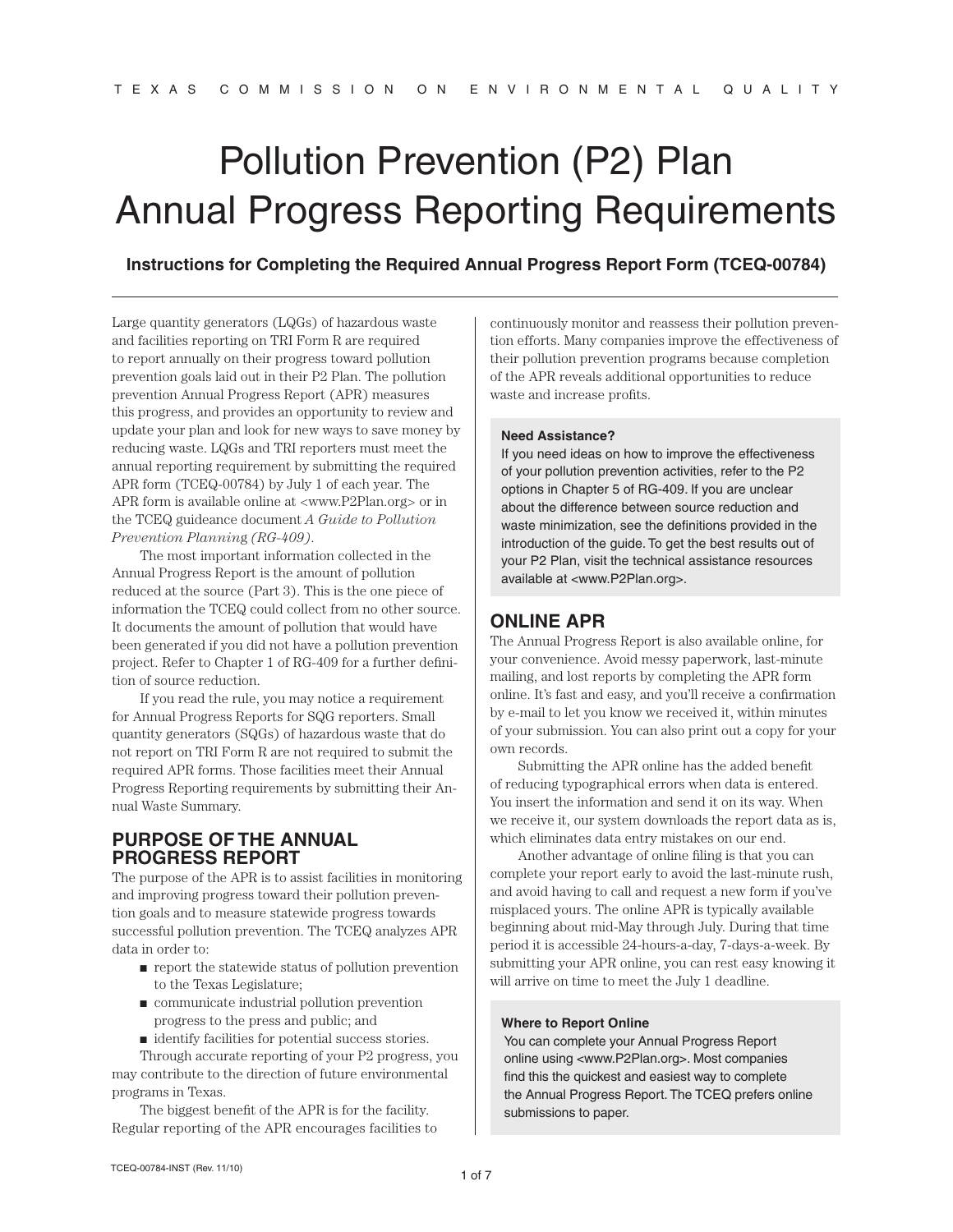TEXAS COMMISSION ON ENVIRONMENTAL QUALITY

# Pollution Prevention (P2) Plan Annual Progress Reporting Requirements

### Instructions for Completing the Required Annual Progress Report Form (TCEQ-00784)

Large quantity generators (LQGs) of hazardous waste and facilities reporting on TRI Form R are required to report annually on their progress toward pollution prevention goals laid out in their P2 Plan. The pollution prevention Annual Progress Report (APR) measures this progress, and provides an opportunity to review and update your plan and look for new ways to save money by reducing waste. LQGs and TRI reporters must meet the annual reporting requirement by submitting the required APR form (TCEQ-00784) by July 1 of each year. The APR form is available online at <www.P2Plan.org> or in the TCEQ guideance document *A Guide to Pollution Prevention Planning (RG-409)*.

The most important information collected in the Annual Progress Report is the amount of pollution reduced at the source (Part 3). This is the one piece of information the TCEQ could collect from no other source. It documents the amount of pollution that would have been generated if you did not have a pollution prevention project. Refer to Chapter 1 of RG-409 for a further definition of source reduction.

If you read the rule, you may notice a requirement for Annual Progress Reports for SQG reporters. Small quantity generators (SQGs) of hazardous waste that do not report on TRI Form R are not required to submit the required APR forms. Those facilities meet their Annual Progress Reporting requirements by submitting their Annual Waste Summary.

## PURPOSE OF THE ANNUAL PROGRESS REPORT

The purpose of the APR is to assist facilities in monitoring and improving progress toward their pollution prevention goals and to measure statewide progress towards successful pollution prevention. The TCEQ analyzes APR data in order to:

- report the statewide status of pollution prevention to the Texas Legislature;
- communicate industrial pollution prevention progress to the press and public; and
- identify facilities for potential success stories.

Through accurate reporting of your P2 progress, you may contribute to the direction of future environmental programs in Texas.

The biggest benefit of the APR is for the facility. Regular reporting of the APR encourages facilities to continuously monitor and reassess their pollution prevention efforts. Many companies improve the effectiveness of their pollution prevention programs because completion of the APR reveals additional opportunities to reduce waste and increase profits.

**Need Assistance?**

If you need ideas on how to improve the effectiveness of your pollution prevention activities, refer to the P2 options in Chapter 5 of RG-409. If you are unclear about the difference between source reduction and waste minimization, see the definitions provided in the introduction of the guide. To get the best results out of your P2 Plan, visit the technical assistance resources available at <www.P2Plan.org>.

## ONLINE APR

The Annual Progress Report is also available online, for your convenience. Avoid messy paperwork, last-minute mailing, and lost reports by completing the APR form online. It's fast and easy, and you'll receive a confirmation by e-mail to let you know we received it, within minutes of your submission. You can also print out a copy for your own records.

Submitting the APR online has the added benefit of reducing typographical errors when data is entered. You insert the information and send it on its way. When we receive it, our system downloads the report data as is, which eliminates data entry mistakes on our end.

Another advantage of online filing is that you can complete your report early to avoid the last-minute rush, and avoid having to call and request a new form if you've misplaced yours. The online APR is typically available beginning about mid-May through July. During that time period it is accessible 24-hours-a-day, 7-days-a-week. By submitting your APR online, you can rest easy knowing it will arrive on time to meet the July 1 deadline.

**Where to Report Online**

You can complete your Annual Progress Report online using <www.P2Plan.org>. Most companies find this the quickest and easiest way to complete the Annual Progress Report. The TCEQ prefers online submissions to paper.

TCEQ-00784-INST (Rev. 11/10)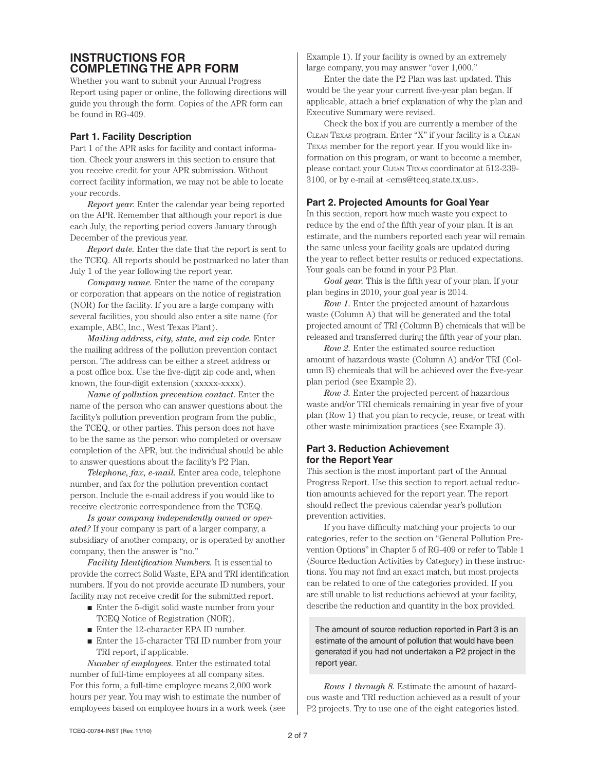# INSTRUCTIONS FOR COMPLETING THE APR FORM

Whether you want to submit your Annual Progress Report using paper or online, the following directions will guide you through the form. Copies of the APR form can be found in RG-409.

## Part 1. Facility Description

Part 1 of the APR asks for facility and contact information. Check your answers in this section to ensure that you receive credit for your APR submission. Without correct facility information, we may not be able to locate your records.

*Report year.* Enter the calendar year being reported on the APR. Remember that although your report is due each July, the reporting period covers January through December of the previous year.

*Report date.* Enter the date that the report is sent to the TCEQ. All reports should be postmarked no later than July 1 of the year following the report year.

*Company name.* Enter the name of the company or corporation that appears on the notice of registration (NOR) for the facility. If you are a large company with several facilities, you should also enter a site name (for example, ABC, Inc., West Texas Plant).

*Mailing address, city, state, and zip code.* Enter the mailing address of the pollution prevention contact person. The address can be either a street address or a post office box. Use the five-digit zip code and, when known, the four-digit extension (xxxxx-xxxx).

*Name of pollution prevention contact.* Enter the name of the person who can answer questions about the facility's pollution prevention program from the public, the TCEQ, or other parties. This person does not have to be the same as the person who completed or oversaw completion of the APR, but the individual should be able to answer questions about the facility's P2 Plan.

*Telephone, fax, e-mail.* Enter area code, telephone number, and fax for the pollution prevention contact person. Include the e-mail address if you would like to receive electronic correspondence from the TCEQ.

*Is your company independently owned or operated?* If your company is part of a larger company, a subsidiary of another company, or is operated by another company, then the answer is "no."

*Facility Identification Numbers.* It is essential to provide the correct Solid Waste, EPA and TRI identification numbers. If you do not provide accurate ID numbers, your facility may not receive credit for the submitted report.

- Enter the 5-digit solid waste number from your TCEQ Notice of Registration (NOR).
- Enter the 12-character EPA ID number.
- Enter the 15-character TRI ID number from your TRI report, if applicable.

*Number of employees.* Enter the estimated total number of full-time employees at all company sites. For this form, a full-time employee means 2,000 work hours per year. You may wish to estimate the number of employees based on employee hours in a work week (see Example 1). If your facility is owned by an extremely large company, you may answer "over 1,000."

Enter the date the P2 Plan was last updated. This would be the year your current five-year plan began. If applicable, attach a brief explanation of why the plan and Executive Summary were revised.

Check the box if you are currently a member of the CLEAN TEXAS program. Enter "X" if your facility is a CLEAN TEXAS member for the report year. If you would like information on this program, or want to become a member, please contact your CLEAN TEXAS coordinator at 512-239-3100, or by e-mail at <ems@tceq.state.tx.us>.

## Part 2. Projected Amounts for Goal Year

In this section, report how much waste you expect to reduce by the end of the fifth year of your plan. It is an estimate, and the numbers reported each year will remain the same unless your facility goals are updated during the year to reflect better results or reduced expectations. Your goals can be found in your P2 Plan.

*Goal year.* This is the fifth year of your plan. If your plan begins in 2010, your goal year is 2014.

*Row 1.* Enter the projected amount of hazardous waste (Column A) that will be generated and the total projected amount of TRI (Column B) chemicals that will be released and transferred during the fifth year of your plan.

*Row 2.* Enter the estimated source reduction amount of hazardous waste (Column A) and/or TRI (Column B) chemicals that will be achieved over the five-year plan period (see Example 2).

*Row 3.* Enter the projected percent of hazardous waste and/or TRI chemicals remaining in year five of your plan (Row 1) that you plan to recycle, reuse, or treat with other waste minimization practices (see Example 3).

## Part 3. Reduction Achievement for the Report Year

This section is the most important part of the Annual Progress Report. Use this section to report actual reduction amounts achieved for the report year. The report should reflect the previous calendar year's pollution prevention activities.

If you have difficulty matching your projects to our categories, refer to the section on "General Pollution Prevention Options" in Chapter 5 of RG-409 or refer to Table 1 (Source Reduction Activities by Category) in these instructions. You may not find an exact match, but most projects can be related to one of the categories provided. If you are still unable to list reductions achieved at your facility, describe the reduction and quantity in the box provided.

> The amount of source reduction reported in Part 3 is an estimate of the amount of pollution that would have been generated if you had not undertaken a P2 project in the report year.

*Rows 1 through 8.* Estimate the amount of hazardous waste and TRI reduction achieved as a result of your P2 projects. Try to use one of the eight categories listed.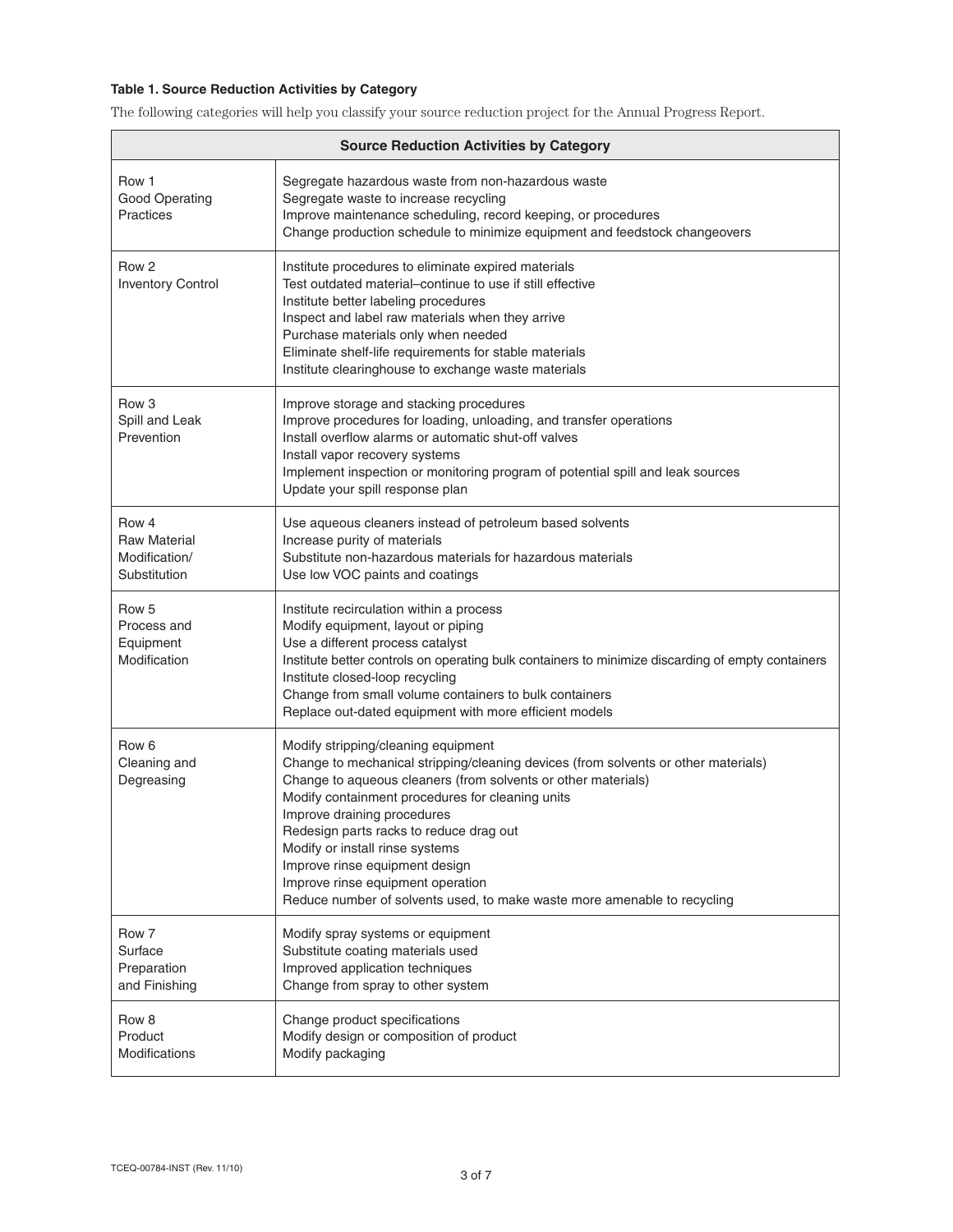**Table 1. Source Reduction Activities by Category**

The following categories will help you classify your source reduction project for the Annual Progress Report.

| Source Reduction Activities by Category | |
|---|---|
| Row 1<br>Good Operating Practices | Segregate hazardous waste from non-hazardous waste<br>Segregate waste to increase recycling<br>Improve maintenance scheduling, record keeping, or procedures<br>Change production schedule to minimize equipment and feedstock changeovers |
| Row 2<br>Inventory Control | Institute procedures to eliminate expired materials<br>Test outdated material–continue to use if still effective<br>Institute better labeling procedures<br>Inspect and label raw materials when they arrive<br>Purchase materials only when needed<br>Eliminate shelf-life requirements for stable materials<br>Institute clearinghouse to exchange waste materials |
| Row 3<br>Spill and Leak Prevention | Improve storage and stacking procedures<br>Improve procedures for loading, unloading, and transfer operations<br>Install overflow alarms or automatic shut-off valves<br>Install vapor recovery systems<br>Implement inspection or monitoring program of potential spill and leak sources<br>Update your spill response plan |
| Row 4<br>Raw Material Modification/ Substitution | Use aqueous cleaners instead of petroleum based solvents<br>Increase purity of materials<br>Substitute non-hazardous materials for hazardous materials<br>Use low VOC paints and coatings |
| Row 5<br>Process and Equipment Modification | Institute recirculation within a process<br>Modify equipment, layout or piping<br>Use a different process catalyst<br>Institute better controls on operating bulk containers to minimize discarding of empty containers<br>Institute closed-loop recycling<br>Change from small volume containers to bulk containers<br>Replace out-dated equipment with more efficient models |
| Row 6<br>Cleaning and Degreasing | Modify stripping/cleaning equipment<br>Change to mechanical stripping/cleaning devices (from solvents or other materials)<br>Change to aqueous cleaners (from solvents or other materials)<br>Modify containment procedures for cleaning units<br>Improve draining procedures<br>Redesign parts racks to reduce drag out<br>Modify or install rinse systems<br>Improve rinse equipment design<br>Improve rinse equipment operation<br>Reduce number of solvents used, to make waste more amenable to recycling |
| Row 7<br>Surface Preparation and Finishing | Modify spray systems or equipment<br>Substitute coating materials used<br>Improved application techniques<br>Change from spray to other system |
| Row 8<br>Product Modifications | Change product specifications<br>Modify design or composition of product<br>Modify packaging |

TCEQ-00784-INST (Rev. 11/10)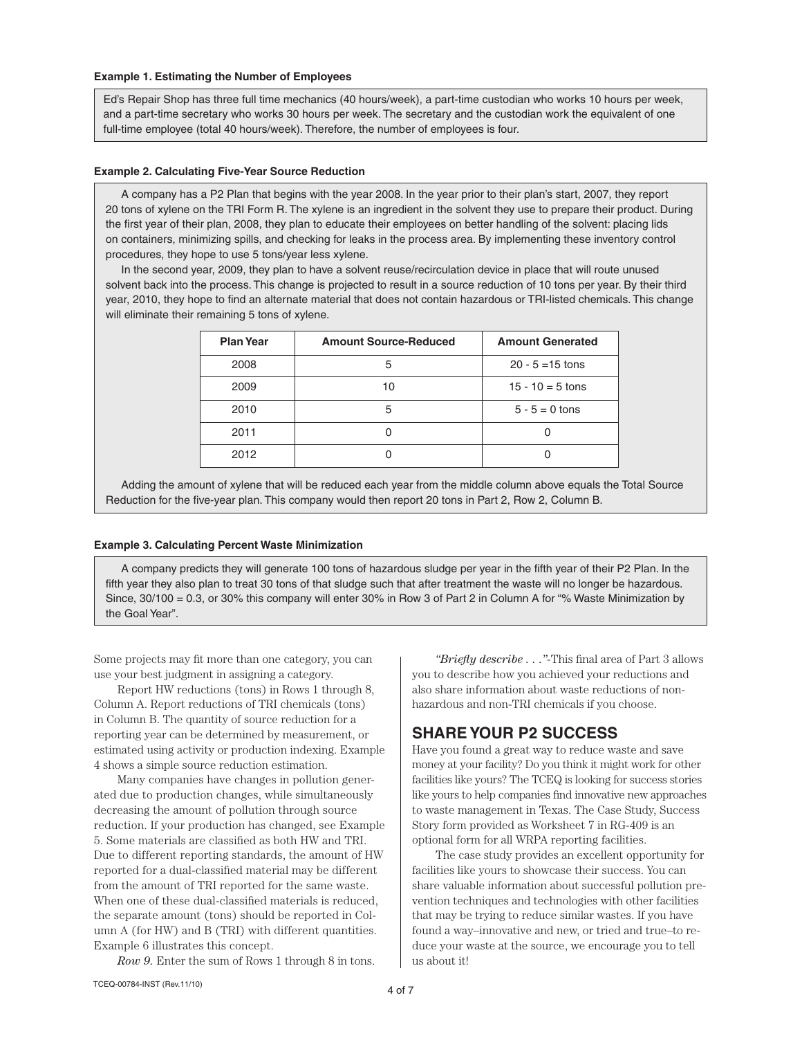**Example 1. Estimating the Number of Employees**

Ed's Repair Shop has three full time mechanics (40 hours/week), a part-time custodian who works 10 hours per week, and a part-time secretary who works 30 hours per week. The secretary and the custodian work the equivalent of one full-time employee (total 40 hours/week). Therefore, the number of employees is four.

**Example 2. Calculating Five-Year Source Reduction**

A company has a P2 Plan that begins with the year 2008. In the year prior to their plan's start, 2007, they report 20 tons of xylene on the TRI Form R. The xylene is an ingredient in the solvent they use to prepare their product. During the first year of their plan, 2008, they plan to educate their employees on better handling of the solvent: placing lids on containers, minimizing spills, and checking for leaks in the process area. By implementing these inventory control procedures, they hope to use 5 tons/year less xylene.

In the second year, 2009, they plan to have a solvent reuse/recirculation device in place that will route unused solvent back into the process. This change is projected to result in a source reduction of 10 tons per year. By their third year, 2010, they hope to find an alternate material that does not contain hazardous or TRI-listed chemicals. This change will eliminate their remaining 5 tons of xylene.

| Plan Year | Amount Source-Reduced | Amount Generated |
|---|---|---|
| 2008 | 5 | 20 - 5 =15 tons |
| 2009 | 10 | 15 - 10 = 5 tons |
| 2010 | 5 | 5 - 5 = 0 tons |
| 2011 | 0 | 0 |
| 2012 | 0 | 0 |

Adding the amount of xylene that will be reduced each year from the middle column above equals the Total Source Reduction for the five-year plan. This company would then report 20 tons in Part 2, Row 2, Column B.

**Example 3. Calculating Percent Waste Minimization**

A company predicts they will generate 100 tons of hazardous sludge per year in the fifth year of their P2 Plan. In the fifth year they also plan to treat 30 tons of that sludge such that after treatment the waste will no longer be hazardous. Since, 30/100 = 0.3, or 30% this company will enter 30% in Row 3 of Part 2 in Column A for "% Waste Minimization by the Goal Year".

Some projects may fit more than one category, you can use your best judgment in assigning a category.

Report HW reductions (tons) in Rows 1 through 8, Column A. Report reductions of TRI chemicals (tons) in Column B. The quantity of source reduction for a reporting year can be determined by measurement, or estimated using activity or production indexing. Example 4 shows a simple source reduction estimation.

Many companies have changes in pollution generated due to production changes, while simultaneously decreasing the amount of pollution through source reduction. If your production has changed, see Example 5. Some materials are classified as both HW and TRI. Due to different reporting standards, the amount of HW reported for a dual-classified material may be different from the amount of TRI reported for the same waste. When one of these dual-classified materials is reduced, the separate amount (tons) should be reported in Column A (for HW) and B (TRI) with different quantities. Example 6 illustrates this concept.

*Row 9.* Enter the sum of Rows 1 through 8 in tons.

*"Briefly describe . . ."*-This final area of Part 3 allows you to describe how you achieved your reductions and also share information about waste reductions of non-hazardous and non-TRI chemicals if you choose.

## SHARE YOUR P2 SUCCESS

Have you found a great way to reduce waste and save money at your facility? Do you think it might work for other facilities like yours? The TCEQ is looking for success stories like yours to help companies find innovative new approaches to waste management in Texas. The Case Study, Success Story form provided as Worksheet 7 in RG-409 is an optional form for all WRPA reporting facilities.

The case study provides an excellent opportunity for facilities like yours to showcase their success. You can share valuable information about successful pollution prevention techniques and technologies with other facilities that may be trying to reduce similar wastes. If you have found a way–innovative and new, or tried and true–to reduce your waste at the source, we encourage you to tell us about it!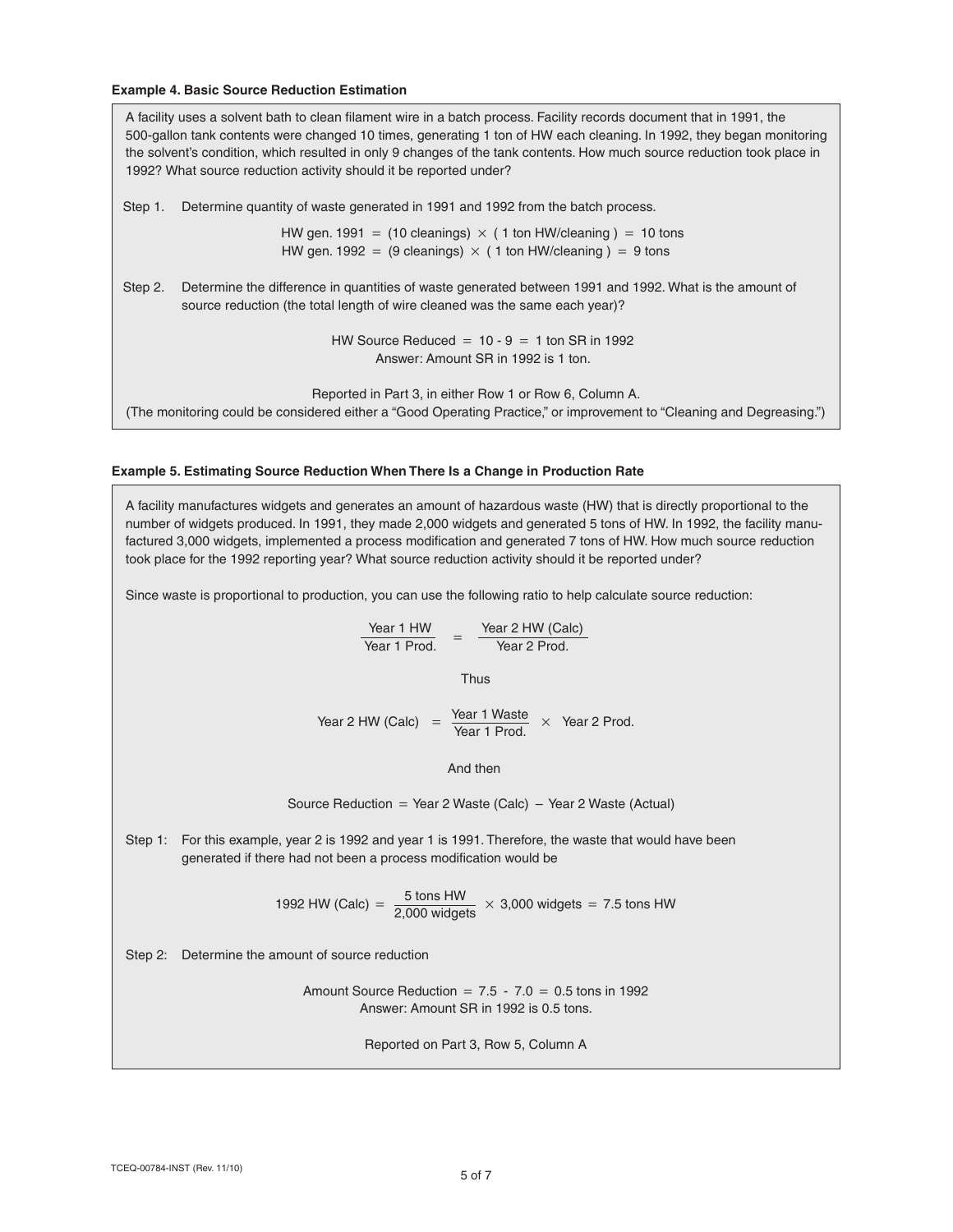**Example 4. Basic Source Reduction Estimation**

A facility uses a solvent bath to clean filament wire in a batch process. Facility records document that in 1991, the 500-gallon tank contents were changed 10 times, generating 1 ton of HW each cleaning. In 1992, they began monitoring the solvent's condition, which resulted in only 9 changes of the tank contents. How much source reduction took place in 1992? What source reduction activity should it be reported under?

Step 1. Determine quantity of waste generated in 1991 and 1992 from the batch process.

$$\text{HW gen. 1991} = (10 \text{ cleanings}) \times (1 \text{ ton HW/cleaning}) = 10 \text{ tons}$$
$$\text{HW gen. 1992} = (9 \text{ cleanings}) \times (1 \text{ ton HW/cleaning}) = 9 \text{ tons}$$

Step 2. Determine the difference in quantities of waste generated between 1991 and 1992. What is the amount of source reduction (the total length of wire cleaned was the same each year)?

$$\text{HW Source Reduced} = 10 - 9 = 1 \text{ ton SR in 1992}$$

Answer: Amount SR in 1992 is 1 ton.

Reported in Part 3, in either Row 1 or Row 6, Column A.
(The monitoring could be considered either a "Good Operating Practice," or improvement to "Cleaning and Degreasing.")

**Example 5. Estimating Source Reduction When There Is a Change in Production Rate**

A facility manufactures widgets and generates an amount of hazardous waste (HW) that is directly proportional to the number of widgets produced. In 1991, they made 2,000 widgets and generated 5 tons of HW. In 1992, the facility manufactured 3,000 widgets, implemented a process modification and generated 7 tons of HW. How much source reduction took place for the 1992 reporting year? What source reduction activity should it be reported under?

Since waste is proportional to production, you can use the following ratio to help calculate source reduction:

$$\frac{\text{Year 1 HW}}{\text{Year 1 Prod.}} = \frac{\text{Year 2 HW (Calc)}}{\text{Year 2 Prod.}}$$

Thus

$$\text{Year 2 HW (Calc)} = \frac{\text{Year 1 Waste}}{\text{Year 1 Prod.}} \times \text{Year 2 Prod.}$$

And then

$$\text{Source Reduction} = \text{Year 2 Waste (Calc)} - \text{Year 2 Waste (Actual)}$$

Step 1: For this example, year 2 is 1992 and year 1 is 1991. Therefore, the waste that would have been generated if there had not been a process modification would be

$$\text{1992 HW (Calc)} = \frac{5 \text{ tons HW}}{2{,}000 \text{ widgets}} \times 3{,}000 \text{ widgets} = 7.5 \text{ tons HW}$$

Step 2: Determine the amount of source reduction

$$\text{Amount Source Reduction} = 7.5 - 7.0 = 0.5 \text{ tons in 1992}$$

Answer: Amount SR in 1992 is 0.5 tons.

Reported on Part 3, Row 5, Column A

TCEQ-00784-INST (Rev. 11/10)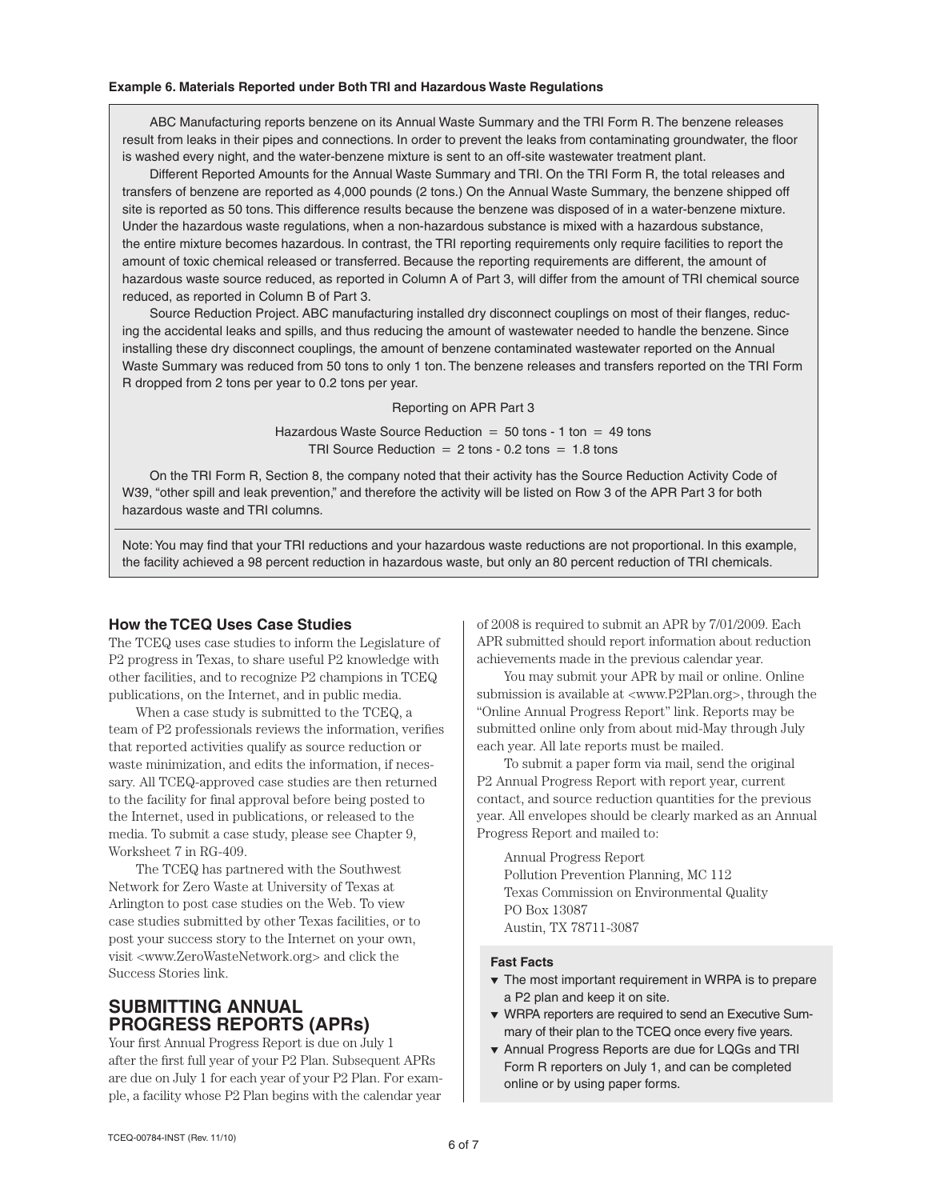**Example 6. Materials Reported under Both TRI and Hazardous Waste Regulations**

ABC Manufacturing reports benzene on its Annual Waste Summary and the TRI Form R. The benzene releases result from leaks in their pipes and connections. In order to prevent the leaks from contaminating groundwater, the floor is washed every night, and the water-benzene mixture is sent to an off-site wastewater treatment plant.

Different Reported Amounts for the Annual Waste Summary and TRI. On the TRI Form R, the total releases and transfers of benzene are reported as 4,000 pounds (2 tons.) On the Annual Waste Summary, the benzene shipped off site is reported as 50 tons. This difference results because the benzene was disposed of in a water-benzene mixture. Under the hazardous waste regulations, when a non-hazardous substance is mixed with a hazardous substance, the entire mixture becomes hazardous. In contrast, the TRI reporting requirements only require facilities to report the amount of toxic chemical released or transferred. Because the reporting requirements are different, the amount of hazardous waste source reduced, as reported in Column A of Part 3, will differ from the amount of TRI chemical source reduced, as reported in Column B of Part 3.

Source Reduction Project. ABC manufacturing installed dry disconnect couplings on most of their flanges, reducing the accidental leaks and spills, and thus reducing the amount of wastewater needed to handle the benzene. Since installing these dry disconnect couplings, the amount of benzene contaminated wastewater reported on the Annual Waste Summary was reduced from 50 tons to only 1 ton. The benzene releases and transfers reported on the TRI Form R dropped from 2 tons per year to 0.2 tons per year.

Reporting on APR Part 3

Hazardous Waste Source Reduction = 50 tons - 1 ton = 49 tons

TRI Source Reduction = 2 tons - 0.2 tons = 1.8 tons

On the TRI Form R, Section 8, the company noted that their activity has the Source Reduction Activity Code of W39, "other spill and leak prevention," and therefore the activity will be listed on Row 3 of the APR Part 3 for both hazardous waste and TRI columns.

Note: You may find that your TRI reductions and your hazardous waste reductions are not proportional. In this example, the facility achieved a 98 percent reduction in hazardous waste, but only an 80 percent reduction of TRI chemicals.

### How the TCEQ Uses Case Studies

The TCEQ uses case studies to inform the Legislature of P2 progress in Texas, to share useful P2 knowledge with other facilities, and to recognize P2 champions in TCEQ publications, on the Internet, and in public media.

When a case study is submitted to the TCEQ, a team of P2 professionals reviews the information, verifies that reported activities qualify as source reduction or waste minimization, and edits the information, if necessary. All TCEQ-approved case studies are then returned to the facility for final approval before being posted to the Internet, used in publications, or released to the media. To submit a case study, please see Chapter 9, Worksheet 7 in RG-409.

The TCEQ has partnered with the Southwest Network for Zero Waste at University of Texas at Arlington to post case studies on the Web. To view case studies submitted by other Texas facilities, or to post your success story to the Internet on your own, visit <www.ZeroWasteNetwork.org> and click the Success Stories link.

## SUBMITTING ANNUAL PROGRESS REPORTS (APRs)

Your first Annual Progress Report is due on July 1 after the first full year of your P2 Plan. Subsequent APRs are due on July 1 for each year of your P2 Plan. For example, a facility whose P2 Plan begins with the calendar year of 2008 is required to submit an APR by 7/01/2009. Each APR submitted should report information about reduction achievements made in the previous calendar year.

You may submit your APR by mail or online. Online submission is available at <www.P2Plan.org>, through the "Online Annual Progress Report" link. Reports may be submitted online only from about mid-May through July each year. All late reports must be mailed.

To submit a paper form via mail, send the original P2 Annual Progress Report with report year, current contact, and source reduction quantities for the previous year. All envelopes should be clearly marked as an Annual Progress Report and mailed to:

Annual Progress Report
Pollution Prevention Planning, MC 112
Texas Commission on Environmental Quality
PO Box 13087
Austin, TX 78711-3087

**Fast Facts**

- The most important requirement in WRPA is to prepare a P2 plan and keep it on site.
- WRPA reporters are required to send an Executive Summary of their plan to the TCEQ once every five years.
- Annual Progress Reports are due for LQGs and TRI Form R reporters on July 1, and can be completed online or by using paper forms.

TCEQ-00784-INST (Rev. 11/10)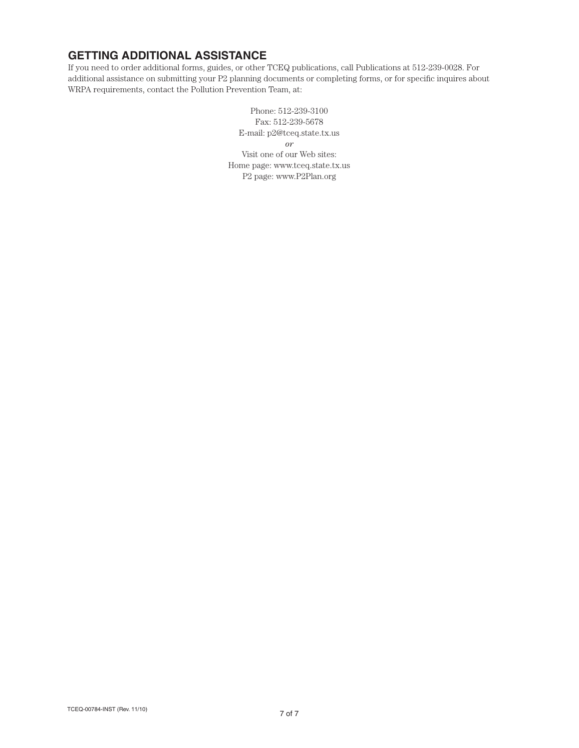## GETTING ADDITIONAL ASSISTANCE

If you need to order additional forms, guides, or other TCEQ publications, call Publications at 512-239-0028. For additional assistance on submitting your P2 planning documents or completing forms, or for specific inquires about WRPA requirements, contact the Pollution Prevention Team, at:

Phone: 512-239-3100
Fax: 512-239-5678
E-mail: p2@tceq.state.tx.us
*or*
Visit one of our Web sites:
Home page: www.tceq.state.tx.us
P2 page: www.P2Plan.org

TCEQ-00784-INST (Rev. 11/10)